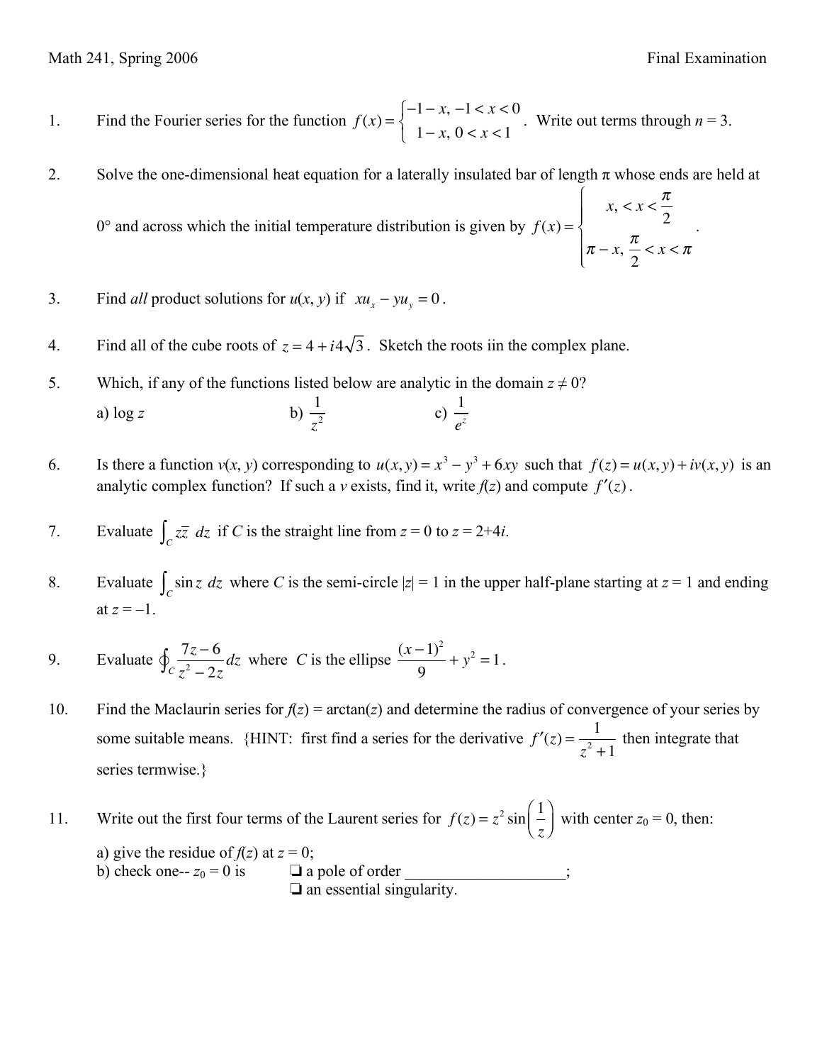Math 241, Spring 2006 Final Examination

1. Find the Fourier series for the function $f(x) = \begin{cases} -1 - x, & -1 < x < 0 \\ 1 - x, & 0 < x < 1 \end{cases}$. Write out terms through $n = 3$.

2. Solve the one-dimensional heat equation for a laterally insulated bar of length π whose ends are held at 0° and across which the initial temperature distribution is given by $f(x) = \begin{cases} x, < x < \dfrac{\pi}{2} \\ \pi - x, \dfrac{\pi}{2} < x < \pi \end{cases}$.

3. Find *all* product solutions for $u(x, y)$ if $xu_x - yu_y = 0$.

4. Find all of the cube roots of $z = 4 + i4\sqrt{3}$. Sketch the roots iin the complex plane.

5. Which, if any of the functions listed below are analytic in the domain $z \neq 0$?

   a) $\log z$ b) $\dfrac{1}{z^2}$ c) $\dfrac{1}{e^z}$

6. Is there a function $v(x, y)$ corresponding to $u(x, y) = x^3 - y^3 + 6xy$ such that $f(z) = u(x, y) + iv(x, y)$ is an analytic complex function? If such a $v$ exists, find it, write $f(z)$ and compute $f'(z)$.

7. Evaluate $\int_C z\bar{z}\, dz$ if $C$ is the straight line from $z = 0$ to $z = 2+4i$.

8. Evaluate $\int_C \sin z\, dz$ where $C$ is the semi-circle $|z| = 1$ in the upper half-plane starting at $z = 1$ and ending at $z = -1$.

9. Evaluate $\oint_C \dfrac{7z - 6}{z^2 - 2z} dz$ where $C$ is the ellipse $\dfrac{(x-1)^2}{9} + y^2 = 1$.

10. Find the Maclaurin series for $f(z) = \arctan(z)$ and determine the radius of convergence of your series by some suitable means. {HINT: first find a series for the derivative $f'(z) = \dfrac{1}{z^2 + 1}$ then integrate that series termwise.}

11. Write out the first four terms of the Laurent series for $f(z) = z^2 \sin\left(\dfrac{1}{z}\right)$ with center $z_0 = 0$, then:

    a) give the residue of $f(z)$ at $z = 0$;
    
    b) check one-- $z_0 = 0$ is ❑ a pole of order ___________________;
    
    ❑ an essential singularity.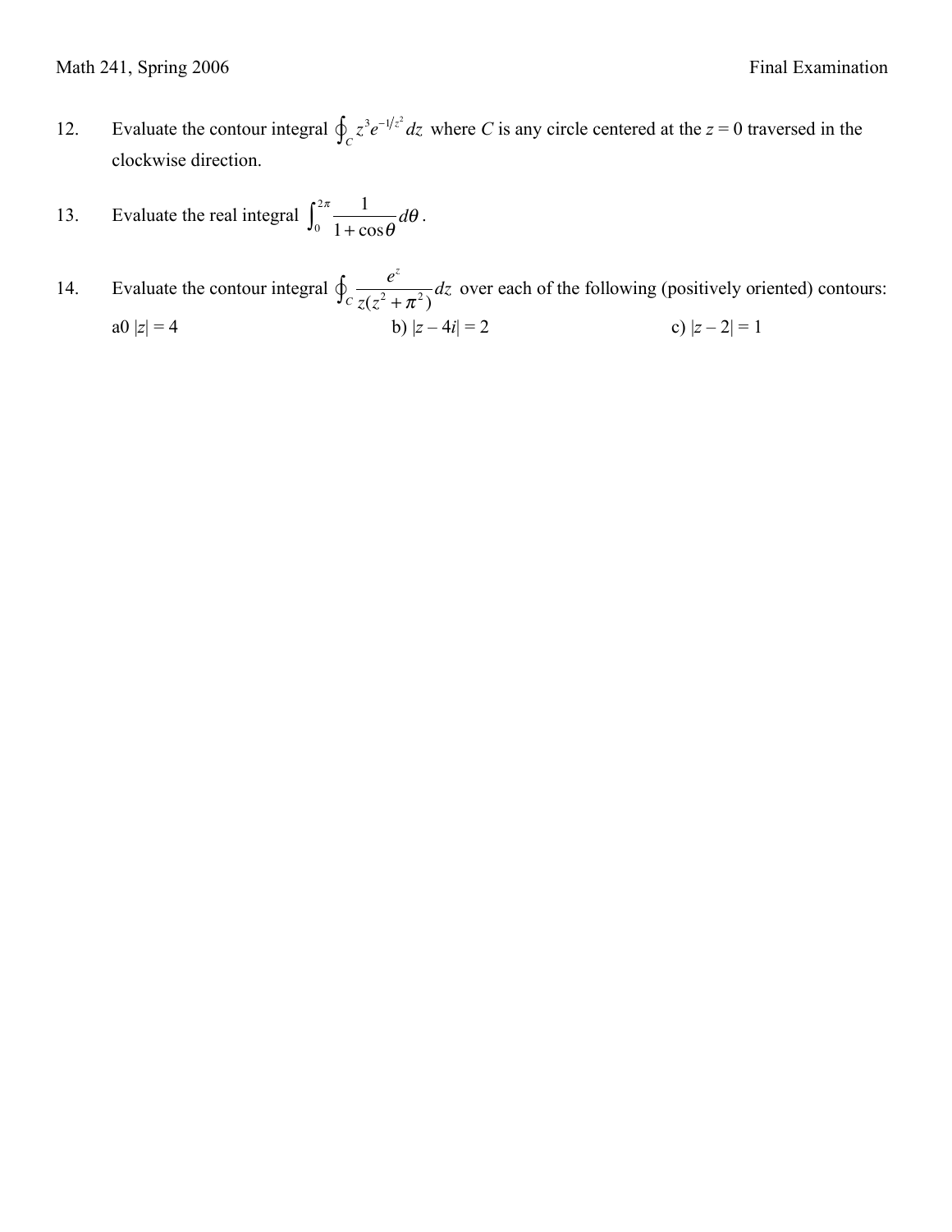12. Evaluate the contour integral $\oint_C z^3 e^{-1/z^2} dz$ where $C$ is any circle centered at the $z = 0$ traversed in the clockwise direction.

13. Evaluate the real integral $\int_0^{2\pi} \frac{1}{1+\cos\theta} d\theta$.

14. Evaluate the contour integral $\oint_C \frac{e^z}{z(z^2+\pi^2)} dz$ over each of the following (positively oriented) contours:

    a0 $|z| = 4$ b) $|z - 4i| = 2$ c) $|z - 2| = 1$